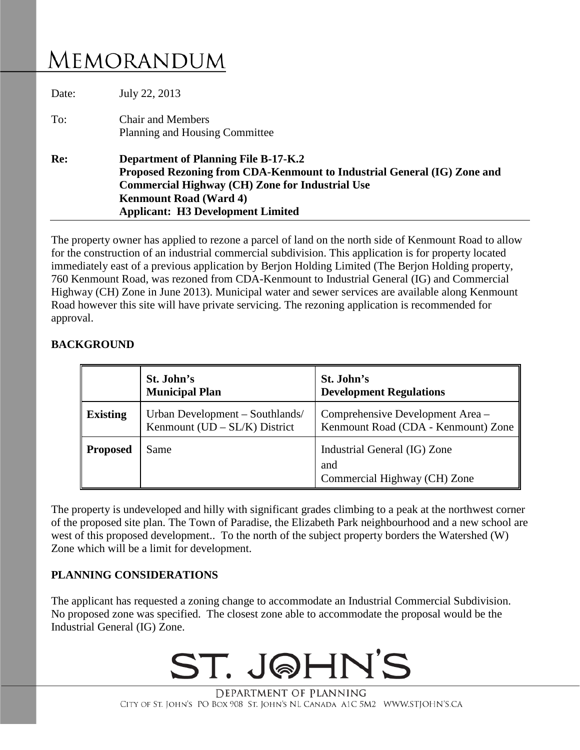# MEMORANDUM

Date: July 22, 2013

To: Chair and Members
Planning and Housing Committee

**Re: Department of Planning File B-17-K.2**
**Proposed Rezoning from CDA-Kenmount to Industrial General (IG) Zone and Commercial Highway (CH) Zone for Industrial Use**
**Kenmount Road (Ward 4)**
**Applicant: H3 Development Limited**

The property owner has applied to rezone a parcel of land on the north side of Kenmount Road to allow for the construction of an industrial commercial subdivision. This application is for property located immediately east of a previous application by Berjon Holding Limited (The Berjon Holding property, 760 Kenmount Road, was rezoned from CDA-Kenmount to Industrial General (IG) and Commercial Highway (CH) Zone in June 2013). Municipal water and sewer services are available along Kenmount Road however this site will have private servicing. The rezoning application is recommended for approval.

## BACKGROUND

| | St. John's Municipal Plan | St. John's Development Regulations |
|---|---|---|
| **Existing** | Urban Development – Southlands/ Kenmount (UD – SL/K) District | Comprehensive Development Area – Kenmount Road (CDA - Kenmount) Zone |
| **Proposed** | Same | Industrial General (IG) Zone and Commercial Highway (CH) Zone |

The property is undeveloped and hilly with significant grades climbing to a peak at the northwest corner of the proposed site plan. The Town of Paradise, the Elizabeth Park neighbourhood and a new school are west of this proposed development.. To the north of the subject property borders the Watershed (W) Zone which will be a limit for development.

## PLANNING CONSIDERATIONS

The applicant has requested a zoning change to accommodate an Industrial Commercial Subdivision. No proposed zone was specified. The closest zone able to accommodate the proposal would be the Industrial General (IG) Zone.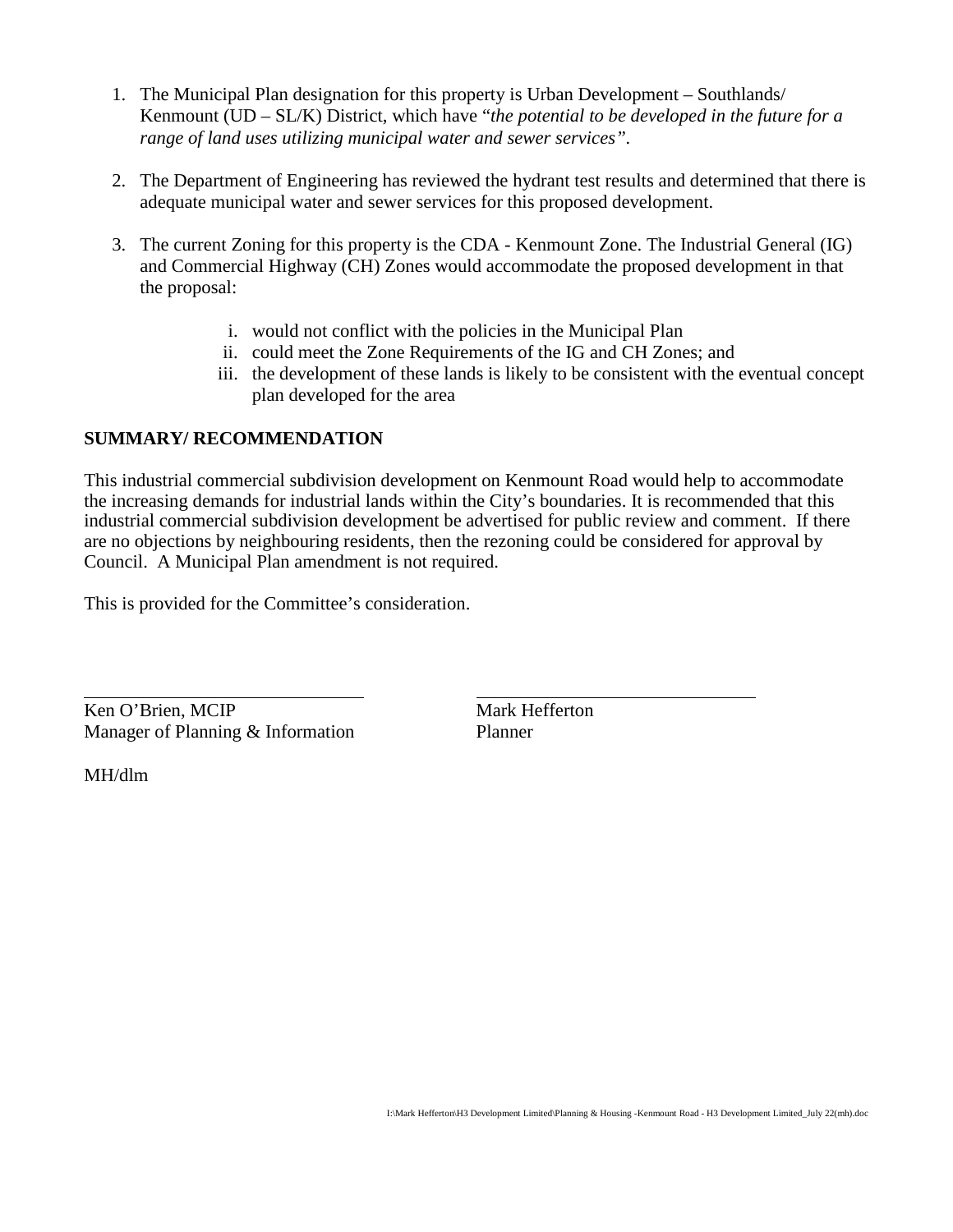1. The Municipal Plan designation for this property is Urban Development – Southlands/ Kenmount (UD – SL/K) District, which have "*the potential to be developed in the future for a range of land uses utilizing municipal water and sewer services*".

2. The Department of Engineering has reviewed the hydrant test results and determined that there is adequate municipal water and sewer services for this proposed development.

3. The current Zoning for this property is the CDA - Kenmount Zone. The Industrial General (IG) and Commercial Highway (CH) Zones would accommodate the proposed development in that the proposal:

    i. would not conflict with the policies in the Municipal Plan
    ii. could meet the Zone Requirements of the IG and CH Zones; and
    iii. the development of these lands is likely to be consistent with the eventual concept plan developed for the area

**SUMMARY/ RECOMMENDATION**

This industrial commercial subdivision development on Kenmount Road would help to accommodate the increasing demands for industrial lands within the City's boundaries. It is recommended that this industrial commercial subdivision development be advertised for public review and comment. If there are no objections by neighbouring residents, then the rezoning could be considered for approval by Council. A Municipal Plan amendment is not required.

This is provided for the Committee's consideration.

Ken O'Brien, MCIP
Manager of Planning & Information

Mark Hefferton
Planner

MH/dlm

I:\Mark Hefferton\H3 Development Limited\Planning & Housing -Kenmount Road - H3 Development Limited_July 22(mh).doc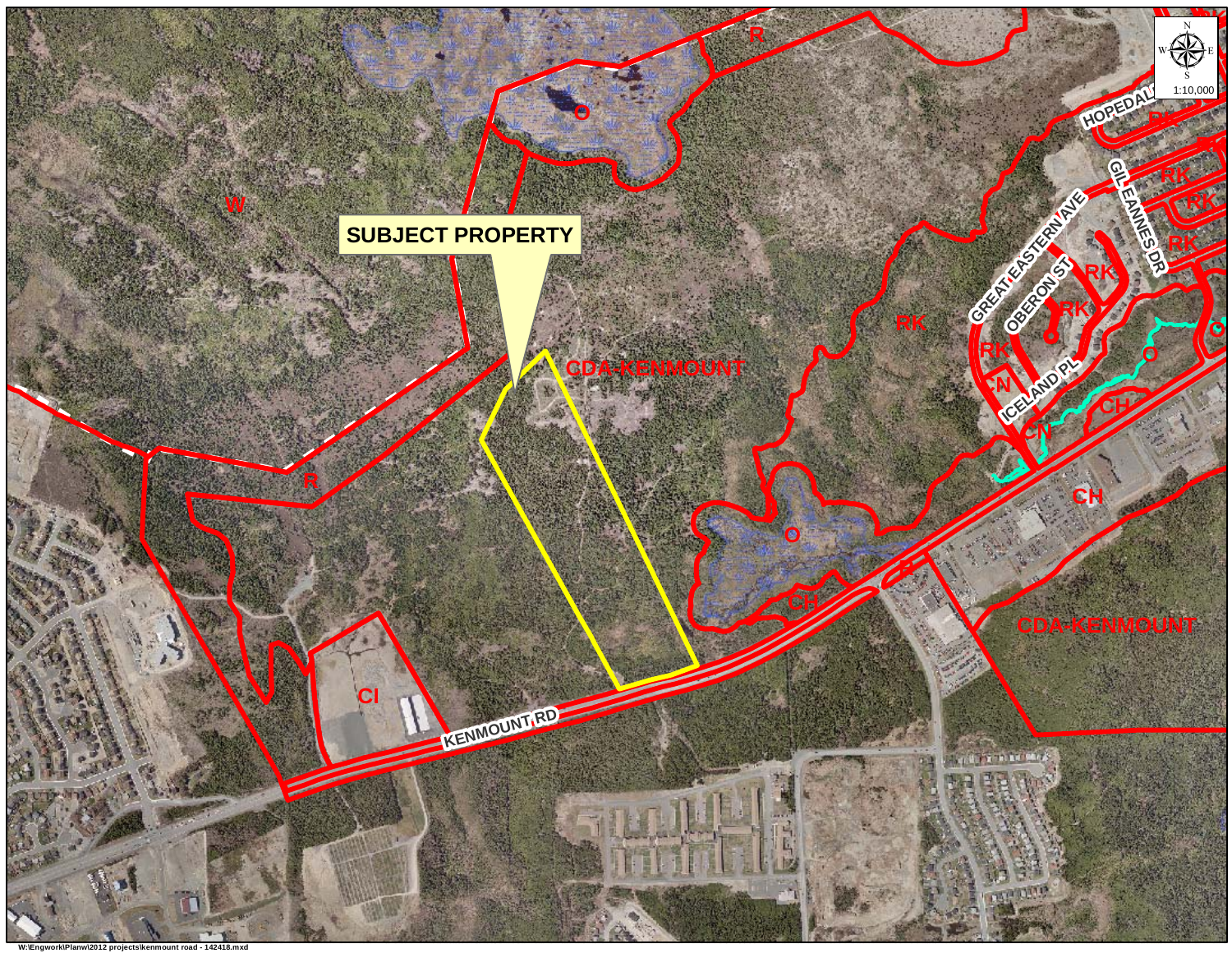SUBJECT PROPERTY

CDA-KENMOUNT

KENMOUNT RD

HOPEDALE

GILEANNES DR

GREAT EASTERN AVE

OBERON ST

ICELAND PL

W

R

O

RK

CN

CH

CI

1:10,000

W:\Engwork\Planw\2012 projects\kenmount road - 142418.mxd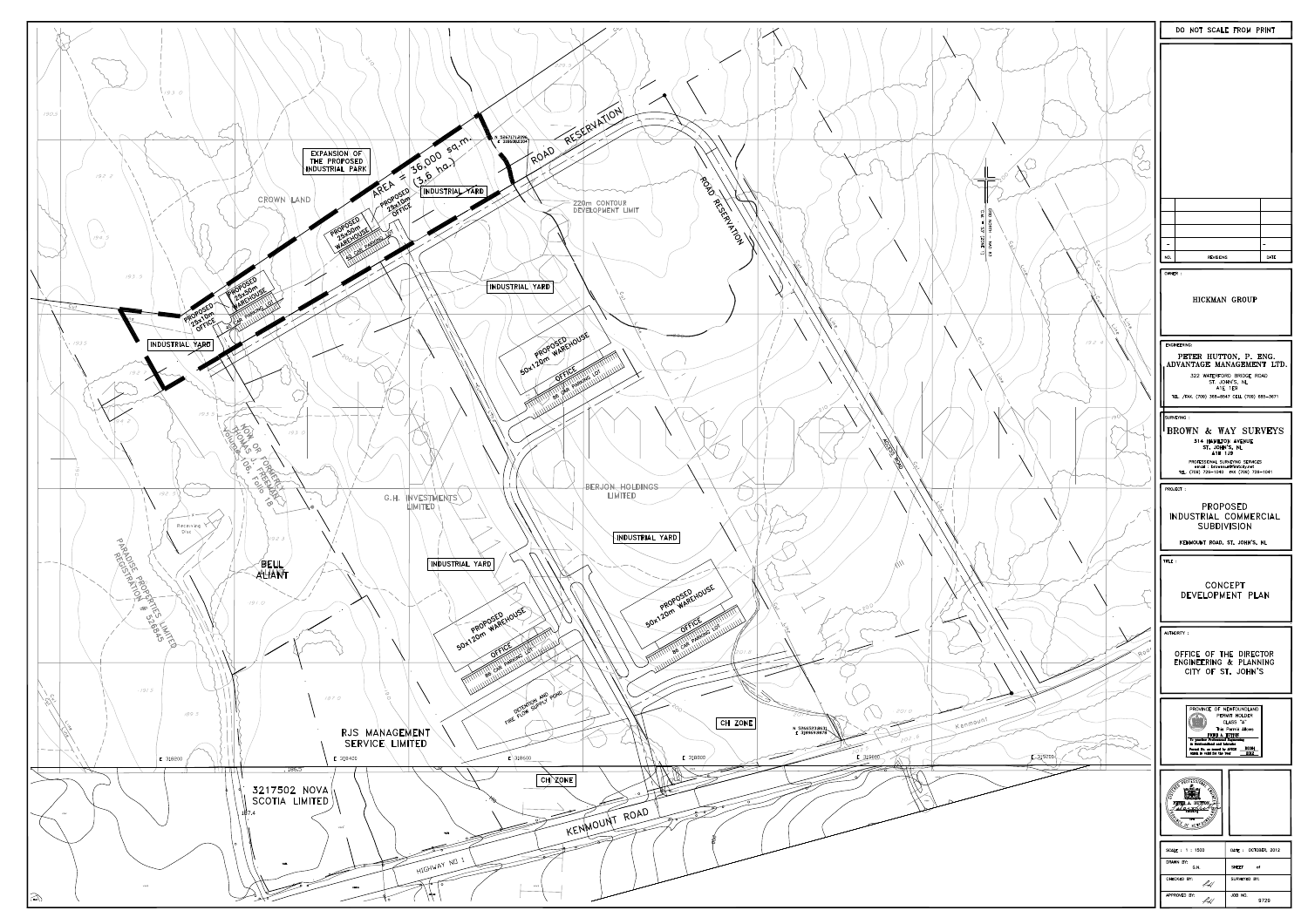DO NOT SCALE FROM PRINT

| NO. | REVISIONS | DATE |
|---|---|---|

OWNER:

HICKMAN GROUP

ENGINEERING:

PETER HUTTON, P. ENG.
ADVANTAGE MANAGEMENT LTD.
322 WATERFORD BRIDGE ROAD
ST. JOHN'S, NL
A1E 1E9
TEL. /FAX. (709) 368-8547 CELL (709) 685-3671

SURVEYING:

BROWN & WAY SURVEYS
314 HAMILTON AVENUE
ST. JOHN'S, NL
A1E 1J9
PROFESSIONAL SURVEYING SERVICES
email : brownway@nfld.net
TEL. (709) 726-1040 FAX (709) 726-1041

PROJECT:

PROPOSED INDUSTRIAL COMMERCIAL SUBDIVISION

KENMOUNT ROAD, ST. JOHN'S, NL

TITLE:

CONCEPT DEVELOPMENT PLAN

AUTHORITY:

OFFICE OF THE DIRECTOR ENGINEERING & PLANNING CITY OF ST. JOHN'S

| | | | |
|---|---|---|---|
| SCALE : 1 : 1500 | | DATE : OCTOBER, 2012 | |
| DRAWN BY: | G.N. | SHEET | of |
| CHECKED BY: | | SURVEYED BY: | |
| APPROVED BY: | | JOB NO. | 9729 |

EXPANSION OF THE PROPOSED INDUSTRIAL PARK

AREA = 36,000 sq.m. (3.6 ha.)

CROWN LAND

ROAD RESERVATION

INDUSTRIAL YARD

PROPOSED 25x50m WAREHOUSE

PROPOSED 25x10m OFFICE

PROPOSED 25x50m WAREHOUSE

PROPOSED 25x10m OFFICE

220m CONTOUR DEVELOPMENT LIMIT

ROAD RESERVATION

INDUSTRIAL YARD

PROPOSED 50x120m WAREHOUSE

OFFICE

BERJON HOLDINGS LIMITED

G.H. INVESTMENTS LIMITED

NOW OR FORMERLY THOMAS J. FREEMAN Volume 106, Folio 18

BELL ALIANT

PARADISE PROPERTIES LIMITED REGISTRATION # 526845

INDUSTRIAL YARD

PROPOSED 50x120m WAREHOUSE

OFFICE

INDUSTRIAL YARD

PROPOSED 50x120m WAREHOUSE

OFFICE

DETENTION AND FIRE FLOW SUPPLY POND

ACCESS ROAD

CH ZONE

RJS MANAGEMENT SERVICE LIMITED

3217502 NOVA SCOTIA LIMITED

CH ZONE

KENMOUNT ROAD

HIGHWAY NO 1

Kenmount